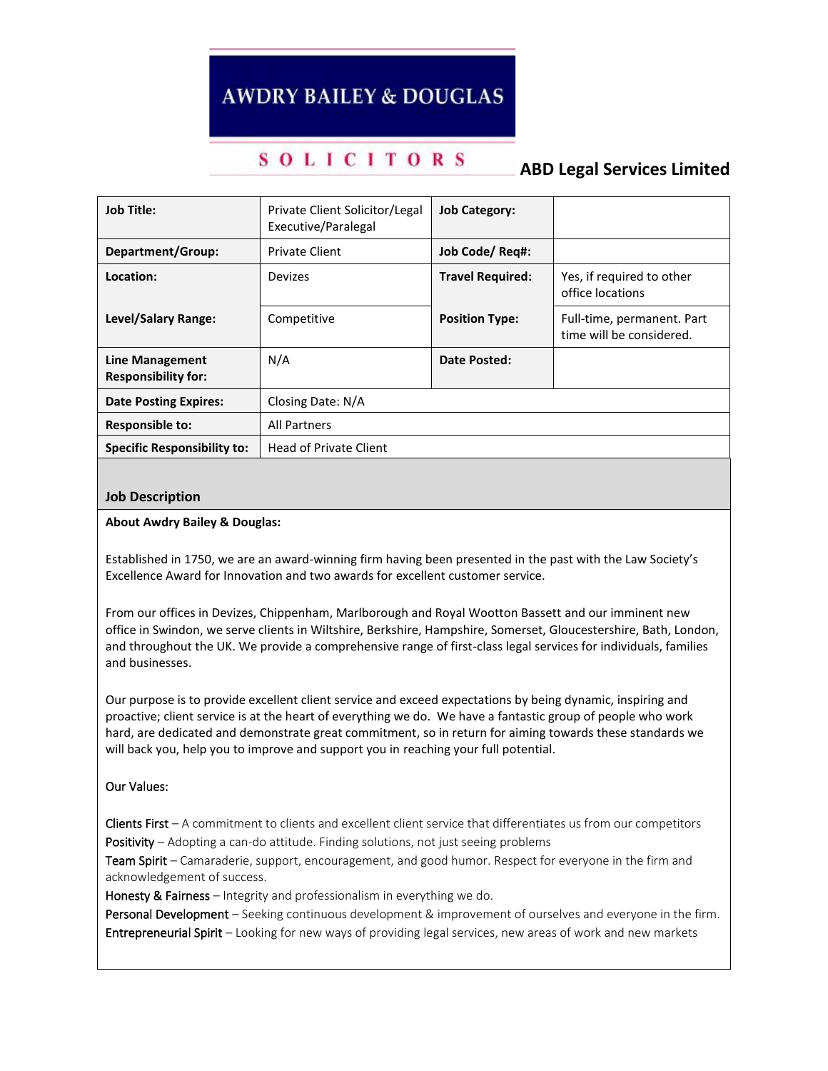AWDRY BAILEY & DOUGLAS

SOLICITORS

**ABD Legal Services Limited**

| **Job Title:** | Private Client Solicitor/Legal Executive/Paralegal | **Job Category:** | |
|---|---|---|---|
| **Department/Group:** | Private Client | **Job Code/ Req#:** | |
| **Location:** | Devizes | **Travel Required:** | Yes, if required to other office locations |
| **Level/Salary Range:** | Competitive | **Position Type:** | Full-time, permanent. Part time will be considered. |
| **Line Management Responsibility for:** | N/A | **Date Posted:** | |
| **Date Posting Expires:** | Closing Date: N/A | | |
| **Responsible to:** | All Partners | | |
| **Specific Responsibility to:** | Head of Private Client | | |

## Job Description

**About Awdry Bailey & Douglas:**

Established in 1750, we are an award-winning firm having been presented in the past with the Law Society's Excellence Award for Innovation and two awards for excellent customer service.

From our offices in Devizes, Chippenham, Marlborough and Royal Wootton Bassett and our imminent new office in Swindon, we serve clients in Wiltshire, Berkshire, Hampshire, Somerset, Gloucestershire, Bath, London, and throughout the UK. We provide a comprehensive range of first-class legal services for individuals, families and businesses.

Our purpose is to provide excellent client service and exceed expectations by being dynamic, inspiring and proactive; client service is at the heart of everything we do. We have a fantastic group of people who work hard, are dedicated and demonstrate great commitment, so in return for aiming towards these standards we will back you, help you to improve and support you in reaching your full potential.

Our Values:

Clients First – A commitment to clients and excellent client service that differentiates us from our competitors
Positivity – Adopting a can-do attitude. Finding solutions, not just seeing problems
Team Spirit – Camaraderie, support, encouragement, and good humor. Respect for everyone in the firm and acknowledgement of success.
Honesty & Fairness – Integrity and professionalism in everything we do.
Personal Development – Seeking continuous development & improvement of ourselves and everyone in the firm.
Entrepreneurial Spirit – Looking for new ways of providing legal services, new areas of work and new markets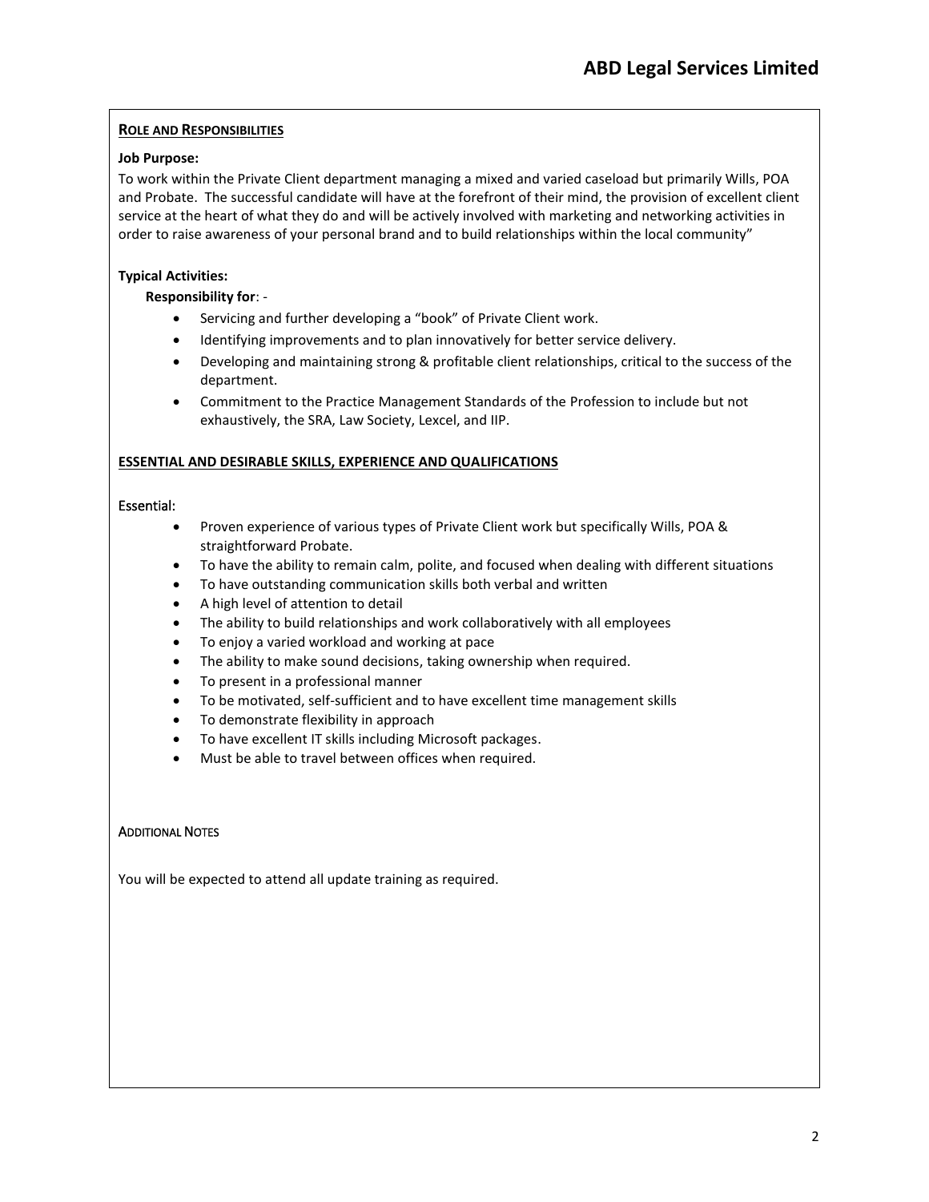## ROLE AND RESPONSIBILITIES

**Job Purpose:**

To work within the Private Client department managing a mixed and varied caseload but primarily Wills, POA and Probate. The successful candidate will have at the forefront of their mind, the provision of excellent client service at the heart of what they do and will be actively involved with marketing and networking activities in order to raise awareness of your personal brand and to build relationships within the local community"

**Typical Activities:**

**Responsibility for**: -

- Servicing and further developing a "book" of Private Client work.
- Identifying improvements and to plan innovatively for better service delivery.
- Developing and maintaining strong & profitable client relationships, critical to the success of the department.
- Commitment to the Practice Management Standards of the Profession to include but not exhaustively, the SRA, Law Society, Lexcel, and IIP.

## ESSENTIAL AND DESIRABLE SKILLS, EXPERIENCE AND QUALIFICATIONS

Essential:

- Proven experience of various types of Private Client work but specifically Wills, POA & straightforward Probate.
- To have the ability to remain calm, polite, and focused when dealing with different situations
- To have outstanding communication skills both verbal and written
- A high level of attention to detail
- The ability to build relationships and work collaboratively with all employees
- To enjoy a varied workload and working at pace
- The ability to make sound decisions, taking ownership when required.
- To present in a professional manner
- To be motivated, self-sufficient and to have excellent time management skills
- To demonstrate flexibility in approach
- To have excellent IT skills including Microsoft packages.
- Must be able to travel between offices when required.

ADDITIONAL NOTES

You will be expected to attend all update training as required.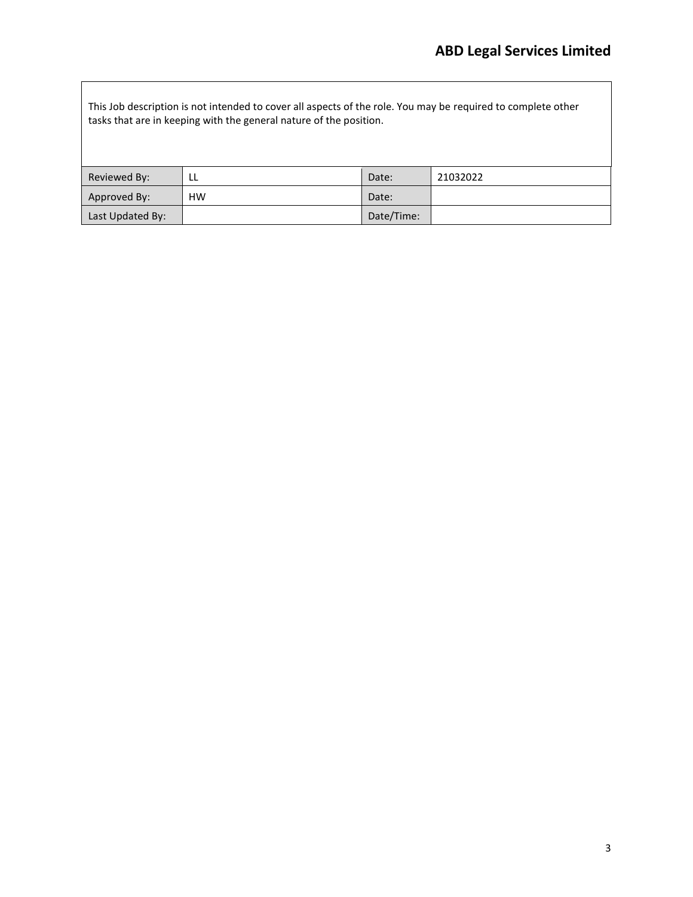This Job description is not intended to cover all aspects of the role. You may be required to complete other tasks that are in keeping with the general nature of the position.

| | | | |
|---|---|---|---|
| Reviewed By: | LL | Date: | 21032022 |
| Approved By: | HW | Date: | |
| Last Updated By: | | Date/Time: | |